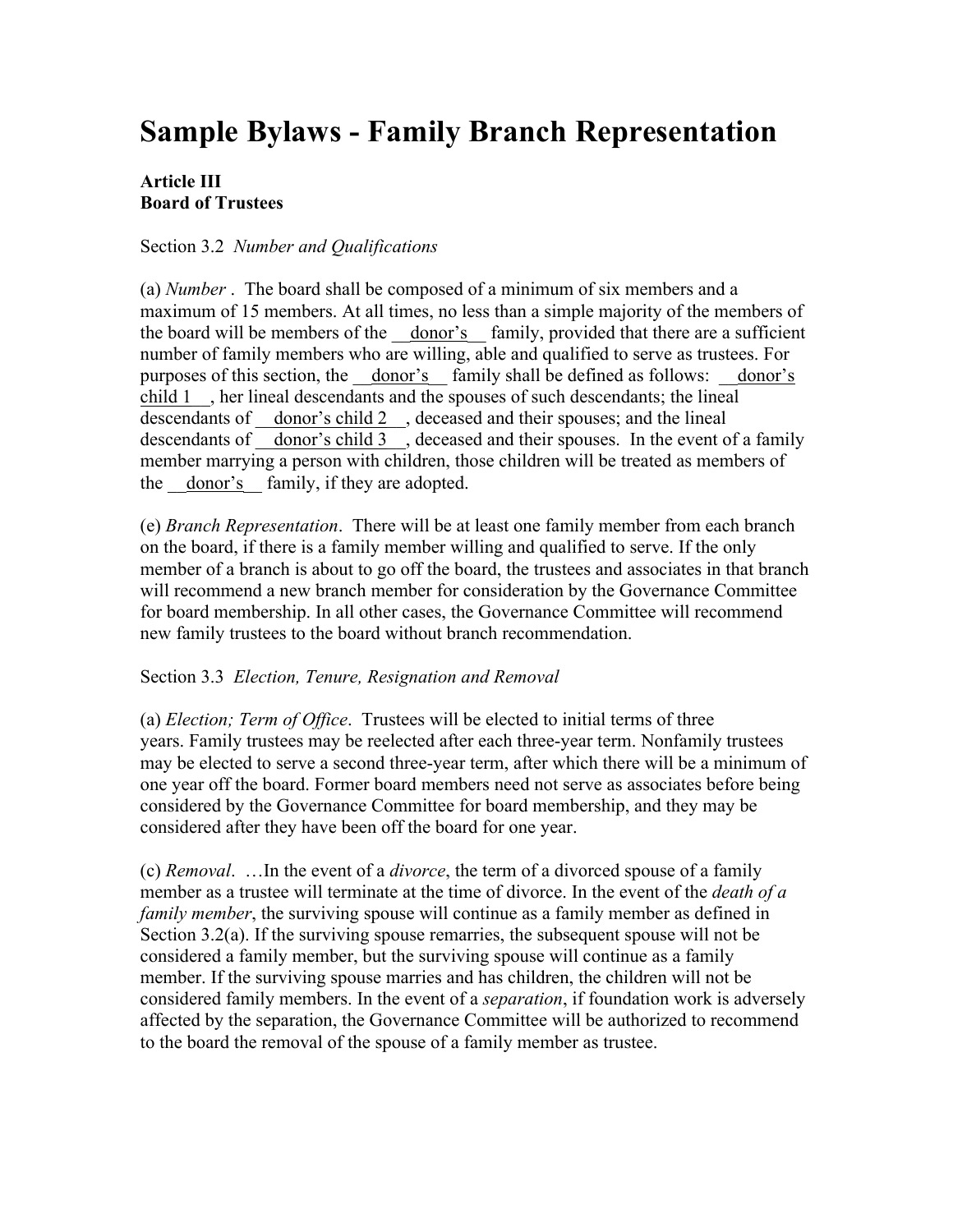# Sample Bylaws - Family Branch Representation

**Article III**
**Board of Trustees**

Section 3.2 *Number and Qualifications*

(a) *Number* . The board shall be composed of a minimum of six members and a maximum of 15 members. At all times, no less than a simple majority of the members of the board will be members of the __donor's__ family, provided that there are a sufficient number of family members who are willing, able and qualified to serve as trustees. For purposes of this section, the __donor's__ family shall be defined as follows: __donor's child 1__, her lineal descendants and the spouses of such descendants; the lineal descendants of __donor's child 2__, deceased and their spouses; and the lineal descendants of __donor's child 3__, deceased and their spouses. In the event of a family member marrying a person with children, those children will be treated as members of the __donor's__ family, if they are adopted.

(e) *Branch Representation*. There will be at least one family member from each branch on the board, if there is a family member willing and qualified to serve. If the only member of a branch is about to go off the board, the trustees and associates in that branch will recommend a new branch member for consideration by the Governance Committee for board membership. In all other cases, the Governance Committee will recommend new family trustees to the board without branch recommendation.

Section 3.3 *Election, Tenure, Resignation and Removal*

(a) *Election; Term of Office*. Trustees will be elected to initial terms of three years. Family trustees may be reelected after each three-year term. Nonfamily trustees may be elected to serve a second three-year term, after which there will be a minimum of one year off the board. Former board members need not serve as associates before being considered by the Governance Committee for board membership, and they may be considered after they have been off the board for one year.

(c) *Removal*. …In the event of a *divorce*, the term of a divorced spouse of a family member as a trustee will terminate at the time of divorce. In the event of the *death of a family member*, the surviving spouse will continue as a family member as defined in Section 3.2(a). If the surviving spouse remarries, the subsequent spouse will not be considered a family member, but the surviving spouse will continue as a family member. If the surviving spouse marries and has children, the children will not be considered family members. In the event of a *separation*, if foundation work is adversely affected by the separation, the Governance Committee will be authorized to recommend to the board the removal of the spouse of a family member as trustee.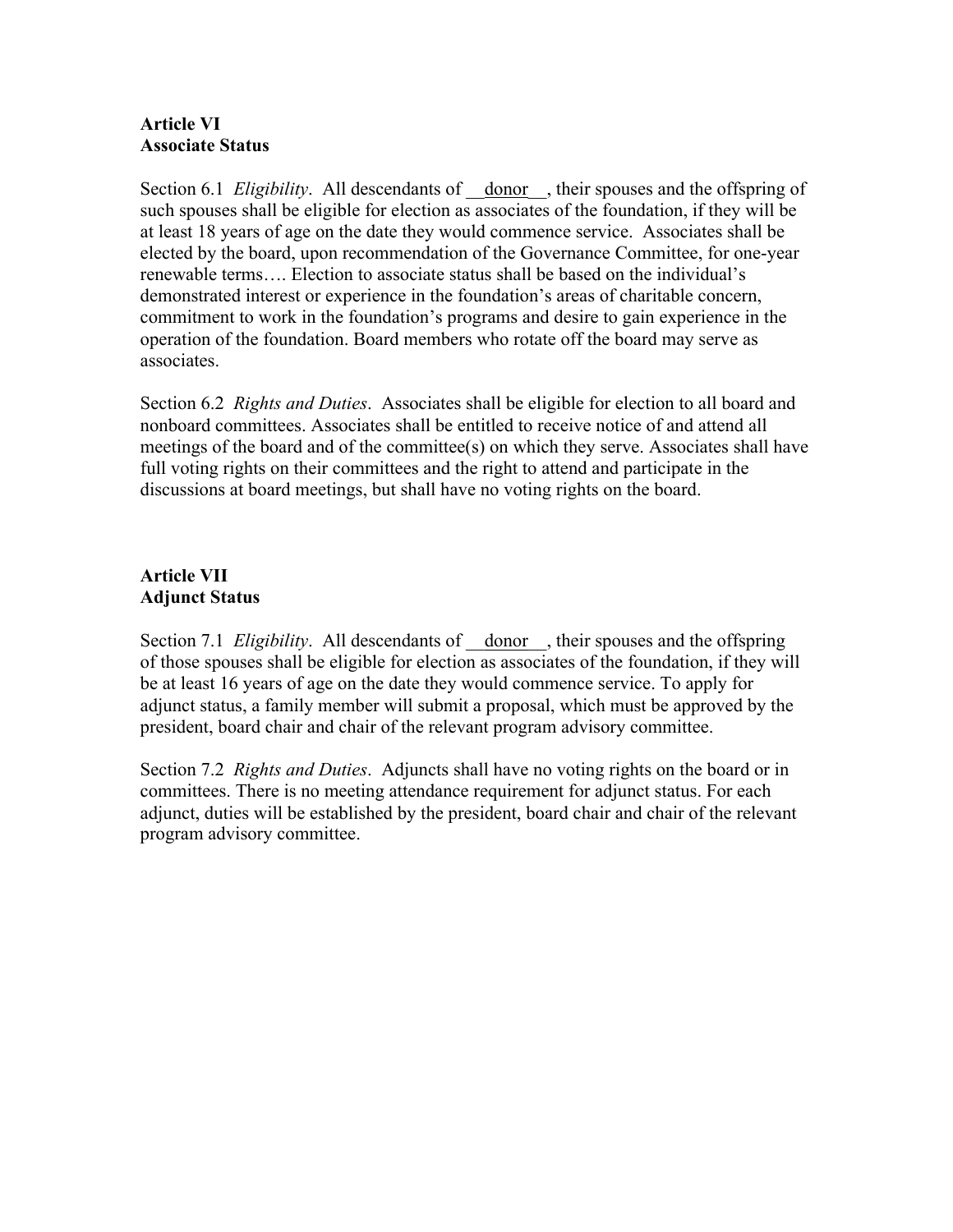**Article VI**
**Associate Status**

Section 6.1 *Eligibility*. All descendants of \_\_donor\_\_, their spouses and the offspring of such spouses shall be eligible for election as associates of the foundation, if they will be at least 18 years of age on the date they would commence service. Associates shall be elected by the board, upon recommendation of the Governance Committee, for one-year renewable terms…. Election to associate status shall be based on the individual's demonstrated interest or experience in the foundation's areas of charitable concern, commitment to work in the foundation's programs and desire to gain experience in the operation of the foundation. Board members who rotate off the board may serve as associates.

Section 6.2 *Rights and Duties*. Associates shall be eligible for election to all board and nonboard committees. Associates shall be entitled to receive notice of and attend all meetings of the board and of the committee(s) on which they serve. Associates shall have full voting rights on their committees and the right to attend and participate in the discussions at board meetings, but shall have no voting rights on the board.

**Article VII**
**Adjunct Status**

Section 7.1 *Eligibility*. All descendants of \_\_donor\_\_, their spouses and the offspring of those spouses shall be eligible for election as associates of the foundation, if they will be at least 16 years of age on the date they would commence service. To apply for adjunct status, a family member will submit a proposal, which must be approved by the president, board chair and chair of the relevant program advisory committee.

Section 7.2 *Rights and Duties*. Adjuncts shall have no voting rights on the board or in committees. There is no meeting attendance requirement for adjunct status. For each adjunct, duties will be established by the president, board chair and chair of the relevant program advisory committee.